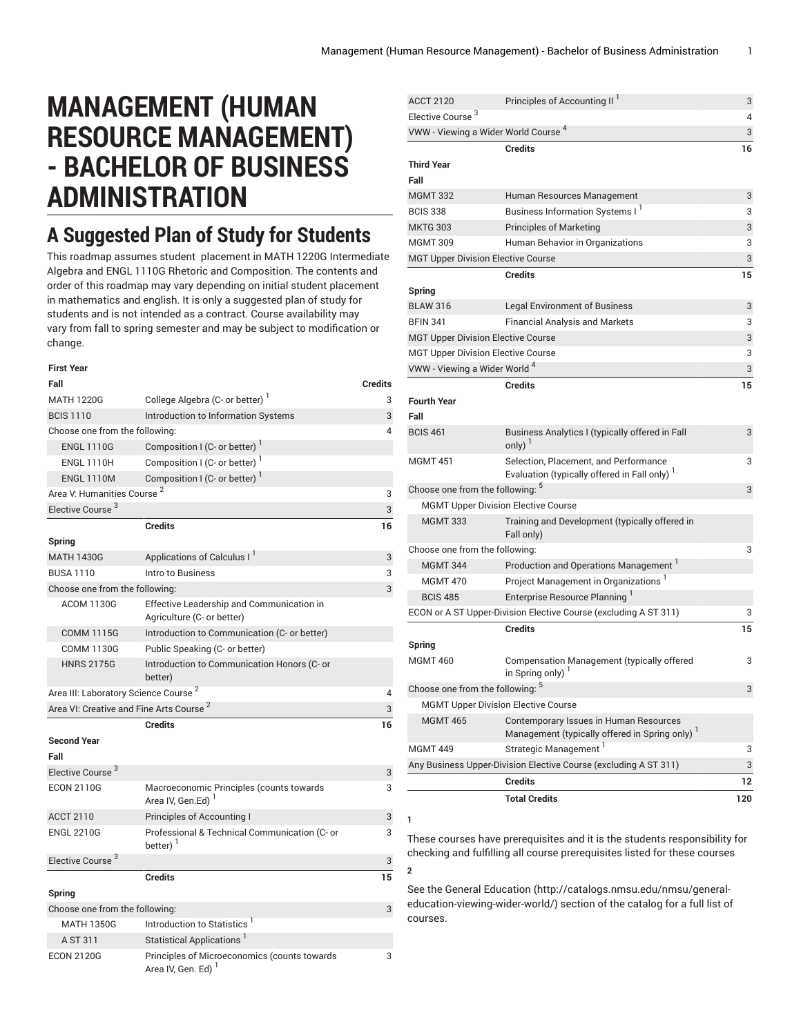# MANAGEMENT (HUMAN RESOURCE MANAGEMENT) - BACHELOR OF BUSINESS ADMINISTRATION

## A Suggested Plan of Study for Students

This roadmap assumes student placement in MATH 1220G Intermediate Algebra and ENGL 1110G Rhetoric and Composition. The contents and order of this roadmap may vary depending on initial student placement in mathematics and english. It is only a suggested plan of study for students and is not intended as a contract. Course availability may vary from fall to spring semester and may be subject to modification or change.

| First Year | | |
|---|---|---|
| **Fall** | | **Credits** |
| MATH 1220G | College Algebra (C- or better) [1] | 3 |
| BCIS 1110 | Introduction to Information Systems | 3 |
| Choose one from the following: | | 4 |
| ENGL 1110G | Composition I (C- or better) [1] | |
| ENGL 1110H | Composition I (C- or better) [1] | |
| ENGL 1110M | Composition I (C- or better) [1] | |
| Area V: Humanities Course [2] | | 3 |
| Elective Course [3] | | 3 |
| | **Credits** | **16** |
| **Spring** | | |
| MATH 1430G | Applications of Calculus I [1] | 3 |
| BUSA 1110 | Intro to Business | 3 |
| Choose one from the following: | | 3 |
| ACOM 1130G | Effective Leadership and Communication in Agriculture (C- or better) | |
| COMM 1115G | Introduction to Communication (C- or better) | |
| COMM 1130G | Public Speaking (C- or better) | |
| HNRS 2175G | Introduction to Communication Honors (C- or better) | |
| Area III: Laboratory Science Course [2] | | 4 |
| Area VI: Creative and Fine Arts Course [2] | | 3 |
| | **Credits** | **16** |
| **Second Year** | | |
| **Fall** | | |
| Elective Course [3] | | 3 |
| ECON 2110G | Macroeconomic Principles (counts towards Area IV, Gen.Ed) [1] | 3 |
| ACCT 2110 | Principles of Accounting I | 3 |
| ENGL 2210G | Professional & Technical Communication (C- or better) [1] | 3 |
| Elective Course [3] | | 3 |
| | **Credits** | **15** |
| **Spring** | | |
| Choose one from the following: | | 3 |
| MATH 1350G | Introduction to Statistics [1] | |
| A ST 311 | Statistical Applications [1] | |
| ECON 2120G | Principles of Microeconomics (counts towards Area IV, Gen. Ed) [1] | 3 |
| ACCT 2120 | Principles of Accounting II [1] | 3 |
| Elective Course [3] | | 4 |
| VWW - Viewing a Wider World Course [4] | | 3 |
| | **Credits** | **16** |
| **Third Year** | | |
| **Fall** | | |
| MGMT 332 | Human Resources Management | 3 |
| BCIS 338 | Business Information Systems I [1] | 3 |
| MKTG 303 | Principles of Marketing | 3 |
| MGMT 309 | Human Behavior in Organizations | 3 |
| MGT Upper Division Elective Course | | 3 |
| | **Credits** | **15** |
| **Spring** | | |
| BLAW 316 | Legal Environment of Business | 3 |
| BFIN 341 | Financial Analysis and Markets | 3 |
| MGT Upper Division Elective Course | | 3 |
| MGT Upper Division Elective Course | | 3 |
| VWW - Viewing a Wider World [4] | | 3 |
| | **Credits** | **15** |
| **Fourth Year** | | |
| **Fall** | | |
| BCIS 461 | Business Analytics I (typically offered in Fall only) [1] | 3 |
| MGMT 451 | Selection, Placement, and Performance Evaluation (typically offered in Fall only) [1] | 3 |
| Choose one from the following: [5] | | 3 |
| MGMT Upper Division Elective Course | | |
| MGMT 333 | Training and Development (typically offered in Fall only) | |
| Choose one from the following: | | 3 |
| MGMT 344 | Production and Operations Management [1] | |
| MGMT 470 | Project Management in Organizations [1] | |
| BCIS 485 | Enterprise Resource Planning [1] | |
| ECON or A ST Upper-Division Elective Course (excluding A ST 311) | | 3 |
| | **Credits** | **15** |
| **Spring** | | |
| MGMT 460 | Compensation Management (typically offered in Spring only) [1] | 3 |
| Choose one from the following: [5] | | 3 |
| MGMT Upper Division Elective Course | | |
| MGMT 465 | Contemporary Issues in Human Resources Management (typically offered in Spring only) [1] | |
| MGMT 449 | Strategic Management [1] | 3 |
| Any Business Upper-Division Elective Course (excluding A ST 311) | | 3 |
| | **Credits** | **12** |
| | **Total Credits** | **120** |

**1**

These courses have prerequisites and it is the students responsibility for checking and fulfilling all course prerequisites listed for these courses

**2**

See the General Education (http://catalogs.nmsu.edu/nmsu/general-education-viewing-wider-world/) section of the catalog for a full list of courses.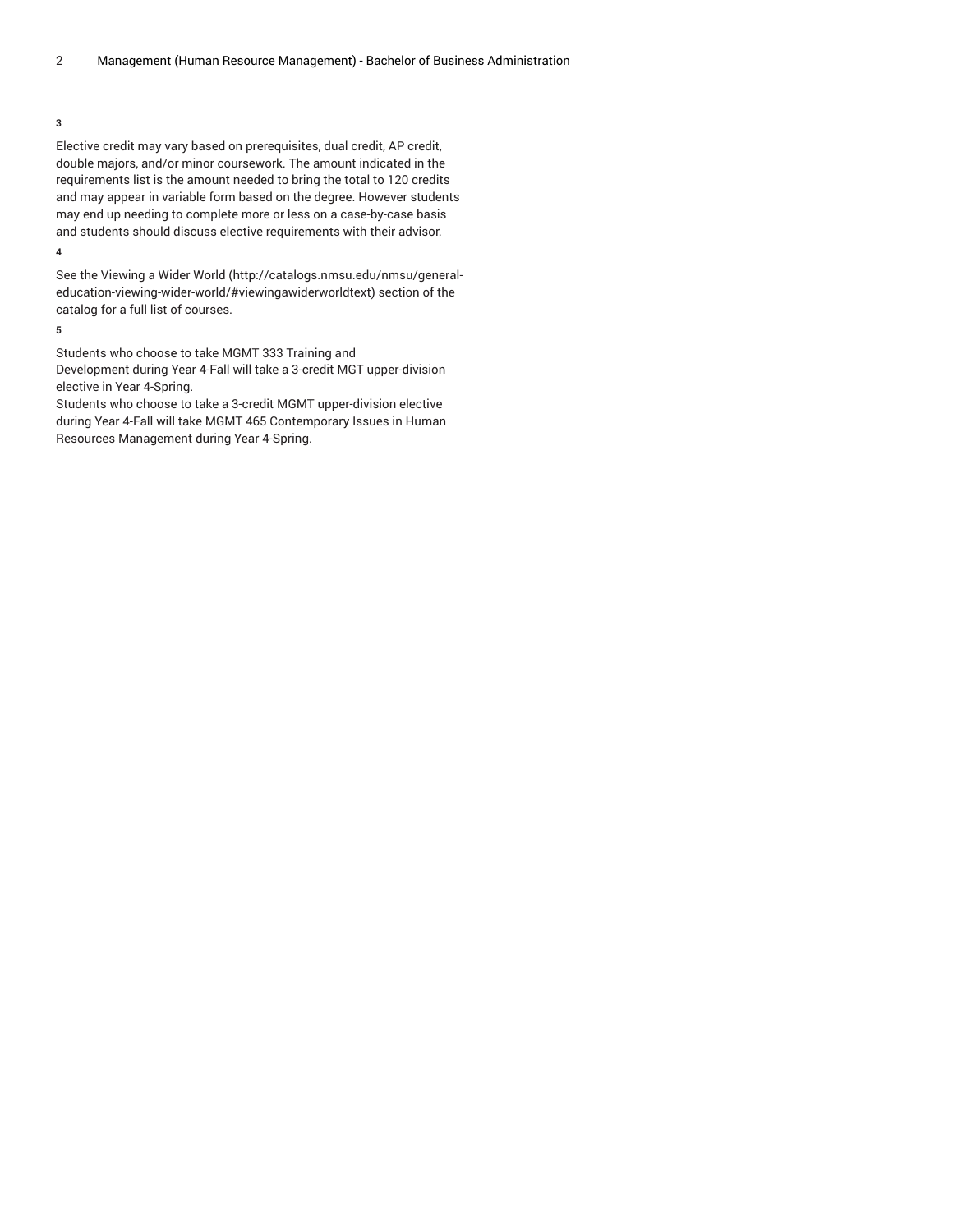**3**

Elective credit may vary based on prerequisites, dual credit, AP credit, double majors, and/or minor coursework. The amount indicated in the requirements list is the amount needed to bring the total to 120 credits and may appear in variable form based on the degree. However students may end up needing to complete more or less on a case-by-case basis and students should discuss elective requirements with their advisor.

**4**

See the Viewing a Wider World (http://catalogs.nmsu.edu/nmsu/general-education-viewing-wider-world/#viewingawiderworldtext) section of the catalog for a full list of courses.

**5**

Students who choose to take MGMT 333 Training and Development during Year 4-Fall will take a 3-credit MGT upper-division elective in Year 4-Spring.
Students who choose to take a 3-credit MGMT upper-division elective during Year 4-Fall will take MGMT 465 Contemporary Issues in Human Resources Management during Year 4-Spring.